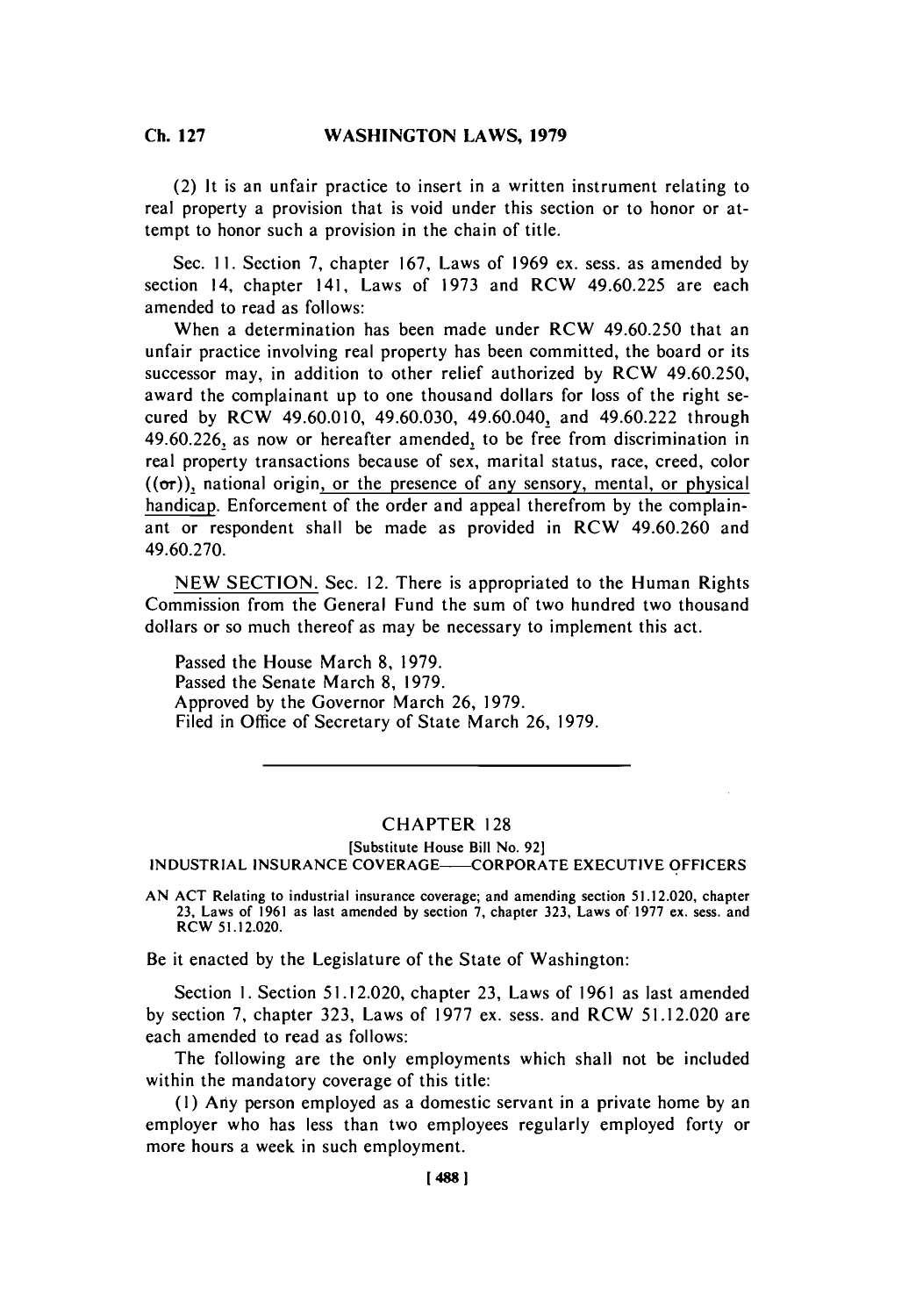(2) It is an unfair practice to insert in a written instrument relating to real property a provision that is void under this section or to honor or attempt to honor such a provision in the chain of title.

Sec. 11. Section 7, chapter 167, Laws of 1969 ex. sess. as amended by section 14, chapter 141, Laws of 1973 and RCW 49.60.225 are each amended to read as follows:

When a determination has been made under RCW 49.60.250 that an unfair practice involving real property has been committed, the board or its successor may, in addition to other relief authorized by RCW 49.60.250, award the complainant up to one thousand dollars for loss of the right secured by RCW 49.60.010, 49.60.030, 49.60.040, and 49.60.222 through 49.60.226, as now or hereafter amended, to be free from discrimination in real property transactions because of sex, marital status, race, creed, color ((~~or~~)), national origin, or the presence of any sensory, mental, or physical handicap. Enforcement of the order and appeal therefrom by the complainant or respondent shall be made as provided in RCW 49.60.260 and 49.60.270.

NEW SECTION. Sec. 12. There is appropriated to the Human Rights Commission from the General Fund the sum of two hundred two thousand dollars or so much thereof as may be necessary to implement this act.

Passed the House March 8, 1979.
Passed the Senate March 8, 1979.
Approved by the Governor March 26, 1979.
Filed in Office of Secretary of State March 26, 1979.

---

## CHAPTER 128

[Substitute House Bill No. 92]

INDUSTRIAL INSURANCE COVERAGE——CORPORATE EXECUTIVE OFFICERS

AN ACT Relating to industrial insurance coverage; and amending section 51.12.020, chapter 23, Laws of 1961 as last amended by section 7, chapter 323, Laws of 1977 ex. sess. and RCW 51.12.020.

Be it enacted by the Legislature of the State of Washington:

Section 1. Section 51.12.020, chapter 23, Laws of 1961 as last amended by section 7, chapter 323, Laws of 1977 ex. sess. and RCW 51.12.020 are each amended to read as follows:

The following are the only employments which shall not be included within the mandatory coverage of this title:

(1) Any person employed as a domestic servant in a private home by an employer who has less than two employees regularly employed forty or more hours a week in such employment.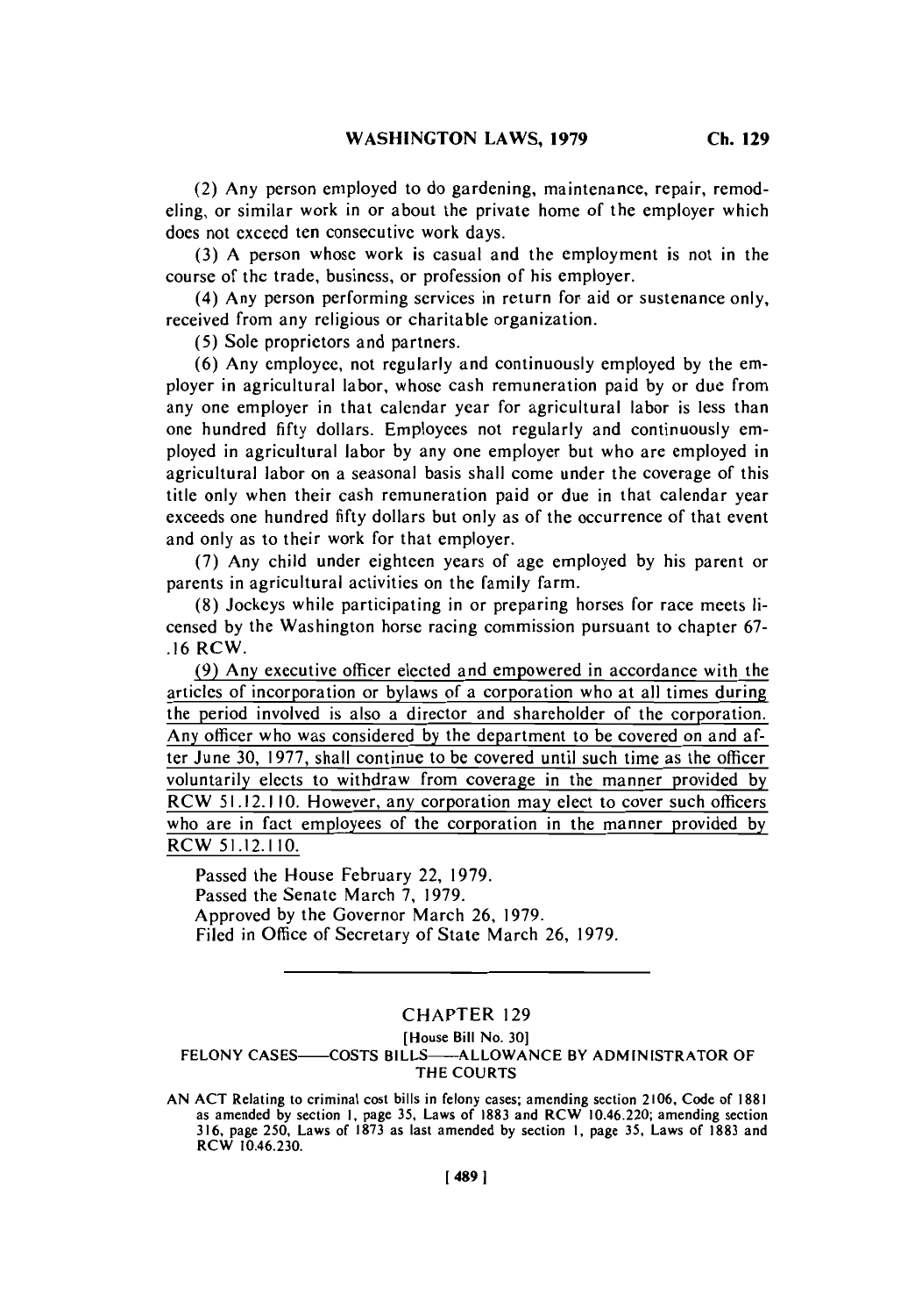(2) Any person employed to do gardening, maintenance, repair, remodeling, or similar work in or about the private home of the employer which does not exceed ten consecutive work days.

(3) A person whose work is casual and the employment is not in the course of the trade, business, or profession of his employer.

(4) Any person performing services in return for aid or sustenance only, received from any religious or charitable organization.

(5) Sole proprietors and partners.

(6) Any employee, not regularly and continuously employed by the employer in agricultural labor, whose cash remuneration paid by or due from any one employer in that calendar year for agricultural labor is less than one hundred fifty dollars. Employees not regularly and continuously employed in agricultural labor by any one employer but who are employed in agricultural labor on a seasonal basis shall come under the coverage of this title only when their cash remuneration paid or due in that calendar year exceeds one hundred fifty dollars but only as of the occurrence of that event and only as to their work for that employer.

(7) Any child under eighteen years of age employed by his parent or parents in agricultural activities on the family farm.

(8) Jockeys while participating in or preparing horses for race meets licensed by the Washington horse racing commission pursuant to chapter 67-.16 RCW.

<u>(9) Any executive officer elected and empowered in accordance with the articles of incorporation or bylaws of a corporation who at all times during the period involved is also a director and shareholder of the corporation. Any officer who was considered by the department to be covered on and after June 30, 1977, shall continue to be covered until such time as the officer voluntarily elects to withdraw from coverage in the manner provided by RCW 51.12.110. However, any corporation may elect to cover such officers who are in fact employees of the corporation in the manner provided by RCW 51.12.110.</u>

Passed the House February 22, 1979.
Passed the Senate March 7, 1979.
Approved by the Governor March 26, 1979.
Filed in Office of Secretary of State March 26, 1979.

---

## CHAPTER 129

[House Bill No. 30]

FELONY CASES——COSTS BILLS——ALLOWANCE BY ADMINISTRATOR OF THE COURTS

AN ACT Relating to criminal cost bills in felony cases; amending section 2106, Code of 1881 as amended by section 1, page 35, Laws of 1883 and RCW 10.46.220; amending section 316, page 250, Laws of 1873 as last amended by section 1, page 35, Laws of 1883 and RCW 10.46.230.